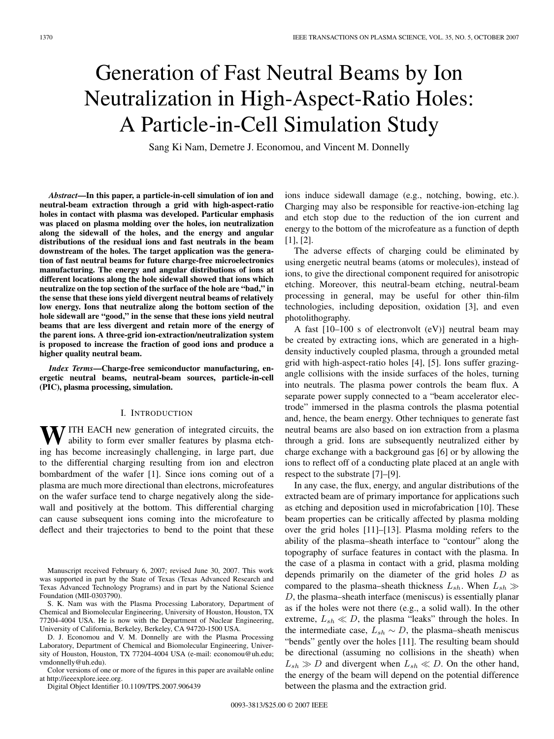# Generation of Fast Neutral Beams by Ion Neutralization in High-Aspect-Ratio Holes: A Particle-in-Cell Simulation Study

Sang Ki Nam, Demetre J. Economou, and Vincent M. Donnelly

***Abstract*—In this paper, a particle-in-cell simulation of ion and neutral-beam extraction through a grid with high-aspect-ratio holes in contact with plasma was developed. Particular emphasis was placed on plasma molding over the holes, ion neutralization along the sidewall of the holes, and the energy and angular distributions of the residual ions and fast neutrals in the beam downstream of the holes. The target application was the generation of fast neutral beams for future charge-free microelectronics manufacturing. The energy and angular distributions of ions at different locations along the hole sidewall showed that ions which neutralize on the top section of the surface of the hole are "bad," in the sense that these ions yield divergent neutral beams of relatively low energy. Ions that neutralize along the bottom section of the hole sidewall are "good," in the sense that these ions yield neutral beams that are less divergent and retain more of the energy of the parent ions. A three-grid ion-extraction/neutralization system is proposed to increase the fraction of good ions and produce a higher quality neutral beam.**

***Index Terms*—Charge-free semiconductor manufacturing, energetic neutral beams, neutral-beam sources, particle-in-cell (PIC), plasma processing, simulation.**

## I. Introduction

With each new generation of integrated circuits, the ability to form ever smaller features by plasma etching has become increasingly challenging, in large part, due to the differential charging resulting from ion and electron bombardment of the wafer [1]. Since ions coming out of a plasma are much more directional than electrons, microfeatures on the wafer surface tend to charge negatively along the sidewall and positively at the bottom. This differential charging can cause subsequent ions coming into the microfeature to deflect and their trajectories to bend to the point that these ions induce sidewall damage (e.g., notching, bowing, etc.). Charging may also be responsible for reactive-ion-etching lag and etch stop due to the reduction of the ion current and energy to the bottom of the microfeature as a function of depth [1], [2].

The adverse effects of charging could be eliminated by using energetic neutral beams (atoms or molecules), instead of ions, to give the directional component required for anisotropic etching. Moreover, this neutral-beam etching, neutral-beam processing in general, may be useful for other thin-film technologies, including deposition, oxidation [3], and even photolithography.

A fast [10–100 s of electronvolt (eV)] neutral beam may be created by extracting ions, which are generated in a high-density inductively coupled plasma, through a grounded metal grid with high-aspect-ratio holes [4], [5]. Ions suffer grazing-angle collisions with the inside surfaces of the holes, turning into neutrals. The plasma power controls the beam flux. A separate power supply connected to a "beam accelerator electrode" immersed in the plasma controls the plasma potential and, hence, the beam energy. Other techniques to generate fast neutral beams are also based on ion extraction from a plasma through a grid. Ions are subsequently neutralized either by charge exchange with a background gas [6] or by allowing the ions to reflect off of a conducting plate placed at an angle with respect to the substrate [7]–[9].

In any case, the flux, energy, and angular distributions of the extracted beam are of primary importance for applications such as etching and deposition used in microfabrication [10]. These beam properties can be critically affected by plasma molding over the grid holes [11]–[13]. Plasma molding refers to the ability of the plasma–sheath interface to "contour" along the topography of surface features in contact with the plasma. In the case of a plasma in contact with a grid, plasma molding depends primarily on the diameter of the grid holes $D$ as compared to the plasma–sheath thickness $L_{sh}$. When $L_{sh} \gg D$, the plasma–sheath interface (meniscus) is essentially planar as if the holes were not there (e.g., a solid wall). In the other extreme, $L_{sh} \ll D$, the plasma "leaks" through the holes. In the intermediate case, $L_{sh} \sim D$, the plasma–sheath meniscus "bends" gently over the holes [11]. The resulting beam should be directional (assuming no collisions in the sheath) when $L_{sh} \gg D$ and divergent when $L_{sh} \ll D$. On the other hand, the energy of the beam will depend on the potential difference between the plasma and the extraction grid.

---

Manuscript received February 6, 2007; revised June 30, 2007. This work was supported in part by the State of Texas (Texas Advanced Research and Texas Advanced Technology Programs) and in part by the National Science Foundation (MII-0303790).

S. K. Nam was with the Plasma Processing Laboratory, Department of Chemical and Biomolecular Engineering, University of Houston, Houston, TX 77204-4004 USA. He is now with the Department of Nuclear Engineering, University of California, Berkeley, Berkeley, CA 94720-1500 USA.

D. J. Economou and V. M. Donnelly are with the Plasma Processing Laboratory, Department of Chemical and Biomolecular Engineering, University of Houston, Houston, TX 77204-4004 USA (e-mail: economou@uh.edu; vmdonnelly@uh.edu).

Color versions of one or more of the figures in this paper are available online at http://ieeexplore.ieee.org.

Digital Object Identifier 10.1109/TPS.2007.906439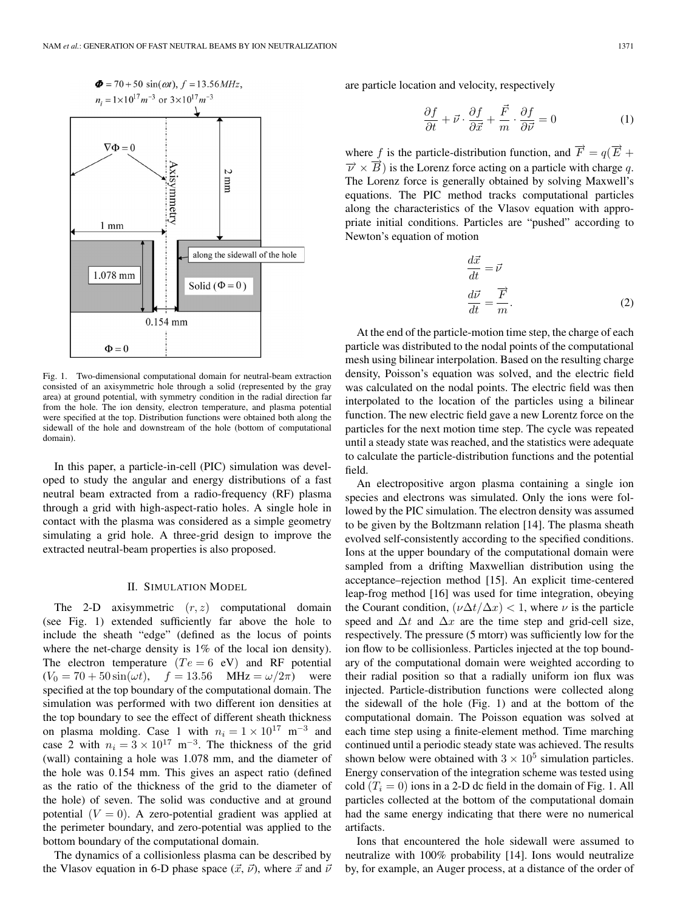Fig. 1. Two-dimensional computational domain for neutral-beam extraction consisted of an axisymmetric hole through a solid (represented by the gray area) at ground potential, with symmetry condition in the radial direction far from the hole. The ion density, electron temperature, and plasma potential were specified at the top. Distribution functions were obtained both along the sidewall of the hole and downstream of the hole (bottom of computational domain).

In this paper, a particle-in-cell (PIC) simulation was developed to study the angular and energy distributions of a fast neutral beam extracted from a radio-frequency (RF) plasma through a grid with high-aspect-ratio holes. A single hole in contact with the plasma was considered as a simple geometry simulating a grid hole. A three-grid design to improve the extracted neutral-beam properties is also proposed.

## II. Simulation Model

The 2-D axisymmetric $(r, z)$ computational domain (see Fig. 1) extended sufficiently far above the hole to include the sheath "edge" (defined as the locus of points where the net-charge density is 1% of the local ion density). The electron temperature ($Te = 6$ eV) and RF potential ($V_0 = 70 + 50 \sin(\omega t)$, $f = 13.56$ MHz $= \omega/2\pi$) were specified at the top boundary of the computational domain. The simulation was performed with two different ion densities at the top boundary to see the effect of different sheath thickness on plasma molding. Case 1 with $n_i = 1 \times 10^{17}$ m$^{-3}$ and case 2 with $n_i = 3 \times 10^{17}$ m$^{-3}$. The thickness of the grid (wall) containing a hole was 1.078 mm, and the diameter of the hole was 0.154 mm. This gives an aspect ratio (defined as the ratio of the thickness of the grid to the diameter of the hole) of seven. The solid was conductive and at ground potential ($V = 0$). A zero-potential gradient was applied at the perimeter boundary, and zero-potential was applied to the bottom boundary of the computational domain.

The dynamics of a collisionless plasma can be described by the Vlasov equation in 6-D phase space ($\vec{x}$, $\vec{\nu}$), where $\vec{x}$ and $\vec{\nu}$ are particle location and velocity, respectively

$$\frac{\partial f}{\partial t} + \vec{\nu} \cdot \frac{\partial f}{\partial \vec{x}} + \frac{\vec{F}}{m} \cdot \frac{\partial f}{\partial \vec{\nu}} = 0 \tag{1}$$

where $f$ is the particle-distribution function, and $\overrightarrow{F} = q(\overrightarrow{E} + \overrightarrow{\nu} \times \overrightarrow{B})$ is the Lorenz force acting on a particle with charge $q$. The Lorenz force is generally obtained by solving Maxwell's equations. The PIC method tracks computational particles along the characteristics of the Vlasov equation with appropriate initial conditions. Particles are "pushed" according to Newton's equation of motion

$$\frac{d\vec{x}}{dt} = \vec{\nu}$$

$$\frac{d\vec{\nu}}{dt} = \frac{\overrightarrow{F}}{m}. \tag{2}$$

At the end of the particle-motion time step, the charge of each particle was distributed to the nodal points of the computational mesh using bilinear interpolation. Based on the resulting charge density, Poisson's equation was solved, and the electric field was calculated on the nodal points. The electric field was then interpolated to the location of the particles using a bilinear function. The new electric field gave a new Lorentz force on the particles for the next motion time step. The cycle was repeated until a steady state was reached, and the statistics were adequate to calculate the particle-distribution functions and the potential field.

An electropositive argon plasma containing a single ion species and electrons was simulated. Only the ions were followed by the PIC simulation. The electron density was assumed to be given by the Boltzmann relation [14]. The plasma sheath evolved self-consistently according to the specified conditions. Ions at the upper boundary of the computational domain were sampled from a drifting Maxwellian distribution using the acceptance–rejection method [15]. An explicit time-centered leap-frog method [16] was used for time integration, obeying the Courant condition, $(\nu \Delta t / \Delta x) < 1$, where $\nu$ is the particle speed and $\Delta t$ and $\Delta x$ are the time step and grid-cell size, respectively. The pressure (5 mtorr) was sufficiently low for the ion flow to be collisionless. Particles injected at the top boundary of the computational domain were weighted according to their radial position so that a radially uniform ion flux was injected. Particle-distribution functions were collected along the sidewall of the hole (Fig. 1) and at the bottom of the computational domain. The Poisson equation was solved at each time step using a finite-element method. Time marching continued until a periodic steady state was achieved. The results shown below were obtained with $3 \times 10^5$ simulation particles. Energy conservation of the integration scheme was tested using cold ($T_i = 0$) ions in a 2-D dc field in the domain of Fig. 1. All particles collected at the bottom of the computational domain had the same energy indicating that there were no numerical artifacts.

Ions that encountered the hole sidewall were assumed to neutralize with 100% probability [14]. Ions would neutralize by, for example, an Auger process, at a distance of the order of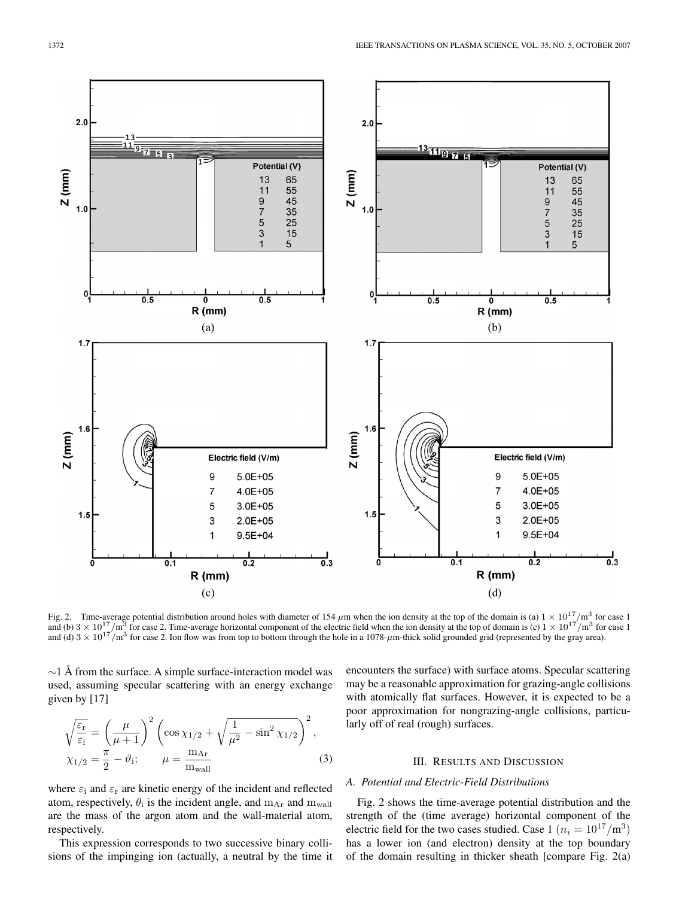Fig. 2. Time-average potential distribution around holes with diameter of 154 $\mu$m when the ion density at the top of the domain is (a) $1 \times 10^{17}/\text{m}^3$ for case 1 and (b) $3 \times 10^{17}/\text{m}^3$ for case 2. Time-average horizontal component of the electric field when the ion density at the top of domain is (c) $1 \times 10^{17}/\text{m}^3$ for case 1 and (d) $3 \times 10^{17}/\text{m}^3$ for case 2. Ion flow was from top to bottom through the hole in a 1078-$\mu$m-thick solid grounded grid (represented by the gray area).

~1 Å from the surface. A simple surface-interaction model was used, assuming specular scattering with an energy exchange given by [17]

$$\sqrt{\frac{\varepsilon_\mathrm{r}}{\varepsilon_\mathrm{i}}} = \left(\frac{\mu}{\mu+1}\right)^2 \left(\cos\chi_{1/2} + \sqrt{\frac{1}{\mu^2} - \sin^2\chi_{1/2}}\right)^2,$$
$$\chi_{1/2} = \frac{\pi}{2} - \vartheta_\mathrm{i}; \qquad \mu = \frac{\mathrm{m_{Ar}}}{\mathrm{m_{wall}}} \tag{3}$$

where $\varepsilon_\mathrm{i}$ and $\varepsilon_\mathrm{r}$ are kinetic energy of the incident and reflected atom, respectively, $\theta_\mathrm{i}$ is the incident angle, and $\mathrm{m_{Ar}}$ and $\mathrm{m_{wall}}$ are the mass of the argon atom and the wall-material atom, respectively.

This expression corresponds to two successive binary collisions of the impinging ion (actually, a neutral by the time it encounters the surface) with surface atoms. Specular scattering may be a reasonable approximation for grazing-angle collisions with atomically flat surfaces. However, it is expected to be a poor approximation for nongrazing-angle collisions, particularly off of real (rough) surfaces.

## III. Results and Discussion

### A. Potential and Electric-Field Distributions

Fig. 2 shows the time-average potential distribution and the strength of the (time average) horizontal component of the electric field for the two cases studied. Case 1 ($n_i = 10^{17}/\text{m}^3$) has a lower ion (and electron) density at the top boundary of the domain resulting in thicker sheath [compare Fig. 2(a)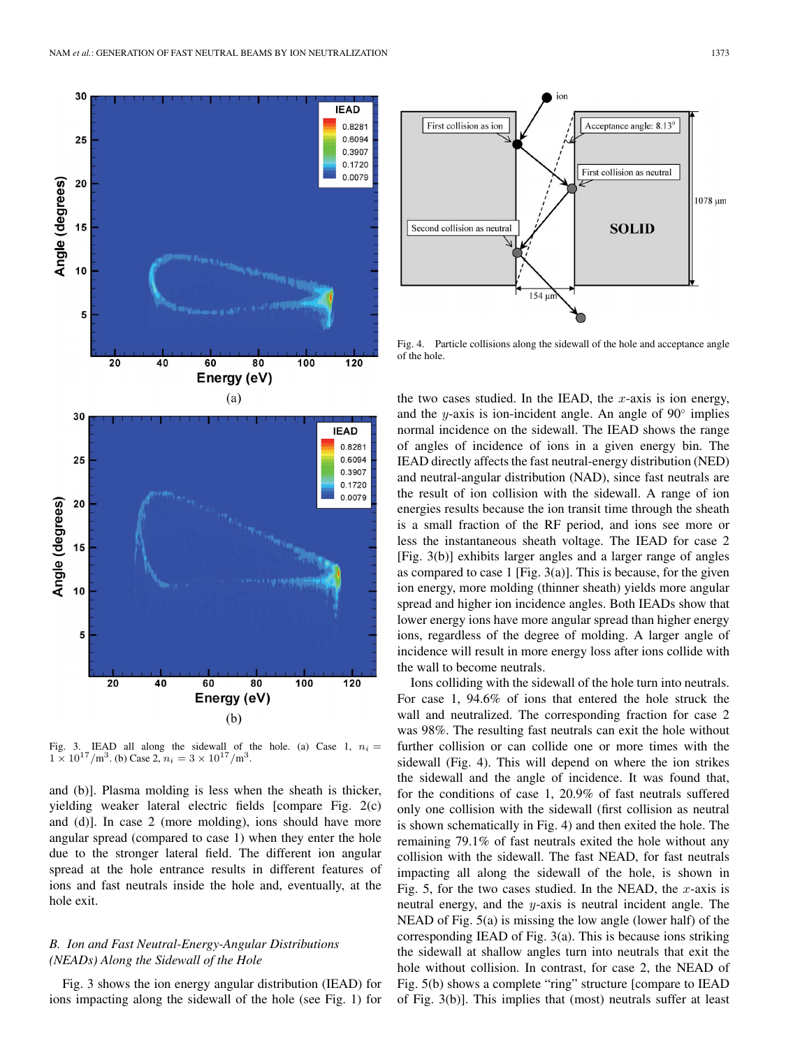Fig. 3. IEAD all along the sidewall of the hole. (a) Case 1, $n_i = 1 \times 10^{17}/\text{m}^3$. (b) Case 2, $n_i = 3 \times 10^{17}/\text{m}^3$.

and (b)]. Plasma molding is less when the sheath is thicker, yielding weaker lateral electric fields [compare Fig. 2(c) and (d)]. In case 2 (more molding), ions should have more angular spread (compared to case 1) when they enter the hole due to the stronger lateral field. The different ion angular spread at the hole entrance results in different features of ions and fast neutrals inside the hole and, eventually, at the hole exit.

### *B. Ion and Fast Neutral-Energy-Angular Distributions (NEADs) Along the Sidewall of the Hole*

Fig. 3 shows the ion energy angular distribution (IEAD) for ions impacting along the sidewall of the hole (see Fig. 1) for the two cases studied. In the IEAD, the $x$-axis is ion energy, and the $y$-axis is ion-incident angle. An angle of 90° implies normal incidence on the sidewall. The IEAD shows the range of angles of incidence of ions in a given energy bin. The IEAD directly affects the fast neutral-energy distribution (NED) and neutral-angular distribution (NAD), since fast neutrals are the result of ion collision with the sidewall. A range of ion energies results because the ion transit time through the sheath is a small fraction of the RF period, and ions see more or less the instantaneous sheath voltage. The IEAD for case 2 [Fig. 3(b)] exhibits larger angles and a larger range of angles as compared to case 1 [Fig. 3(a)]. This is because, for the given ion energy, more molding (thinner sheath) yields more angular spread and higher ion incidence angles. Both IEADs show that lower energy ions have more angular spread than higher energy ions, regardless of the degree of molding. A larger angle of incidence will result in more energy loss after ions collide with the wall to become neutrals.

Fig. 4. Particle collisions along the sidewall of the hole and acceptance angle of the hole.

Ions colliding with the sidewall of the hole turn into neutrals. For case 1, 94.6% of ions that entered the hole struck the wall and neutralized. The corresponding fraction for case 2 was 98%. The resulting fast neutrals can exit the hole without further collision or can collide one or more times with the sidewall (Fig. 4). This will depend on where the ion strikes the sidewall and the angle of incidence. It was found that, for the conditions of case 1, 20.9% of fast neutrals suffered only one collision with the sidewall (first collision as neutral is shown schematically in Fig. 4) and then exited the hole. The remaining 79.1% of fast neutrals exited the hole without any collision with the sidewall. The fast NEAD, for fast neutrals impacting all along the sidewall of the hole, is shown in Fig. 5, for the two cases studied. In the NEAD, the $x$-axis is neutral energy, and the $y$-axis is neutral incident angle. The NEAD of Fig. 5(a) is missing the low angle (lower half) of the corresponding IEAD of Fig. 3(a). This is because ions striking the sidewall at shallow angles turn into neutrals that exit the hole without collision. In contrast, for case 2, the NEAD of Fig. 5(b) shows a complete "ring" structure [compare to IEAD of Fig. 3(b)]. This implies that (most) neutrals suffer at least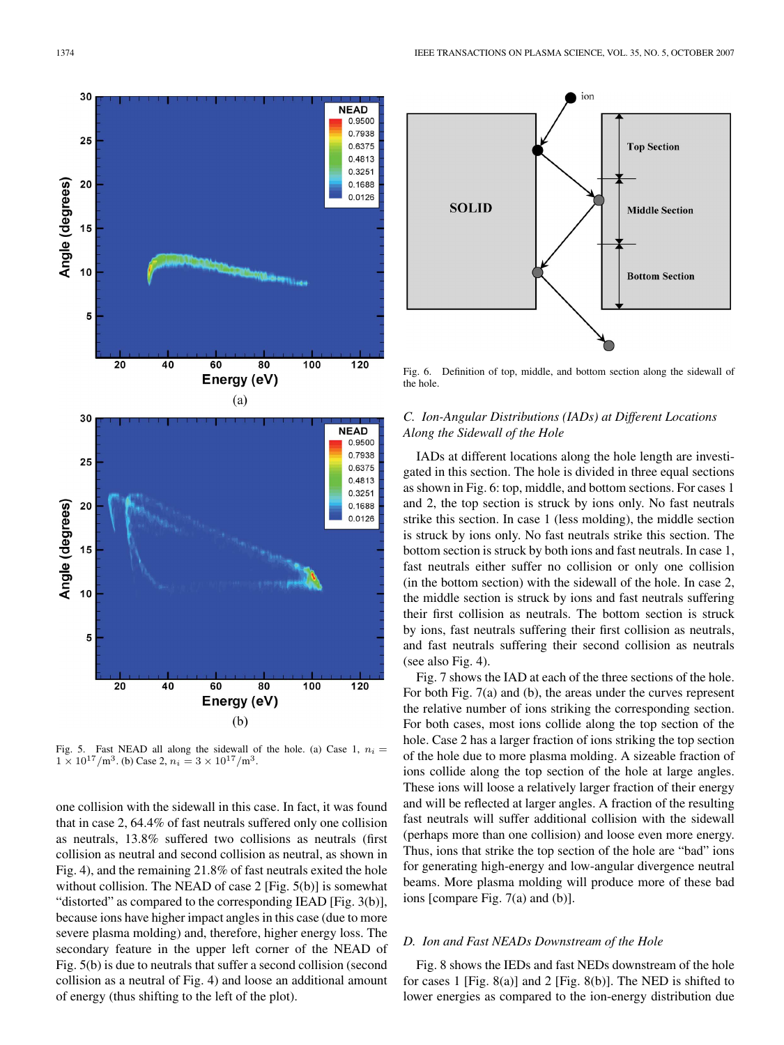Fig. 5. Fast NEAD all along the sidewall of the hole. (a) Case 1, $n_i = 1 \times 10^{17}/\mathrm{m}^3$. (b) Case 2, $n_i = 3 \times 10^{17}/\mathrm{m}^3$.

one collision with the sidewall in this case. In fact, it was found that in case 2, 64.4% of fast neutrals suffered only one collision as neutrals, 13.8% suffered two collisions as neutrals (first collision as neutral and second collision as neutral, as shown in Fig. 4), and the remaining 21.8% of fast neutrals exited the hole without collision. The NEAD of case 2 [Fig. 5(b)] is somewhat "distorted" as compared to the corresponding IEAD [Fig. 3(b)], because ions have higher impact angles in this case (due to more severe plasma molding) and, therefore, higher energy loss. The secondary feature in the upper left corner of the NEAD of Fig. 5(b) is due to neutrals that suffer a second collision (second collision as a neutral of Fig. 4) and loose an additional amount of energy (thus shifting to the left of the plot).

Fig. 6. Definition of top, middle, and bottom section along the sidewall of the hole.

### C. Ion-Angular Distributions (IADs) at Different Locations Along the Sidewall of the Hole

IADs at different locations along the hole length are investigated in this section. The hole is divided in three equal sections as shown in Fig. 6: top, middle, and bottom sections. For cases 1 and 2, the top section is struck by ions only. No fast neutrals strike this section. In case 1 (less molding), the middle section is struck by ions only. No fast neutrals strike this section. The bottom section is struck by both ions and fast neutrals. In case 1, fast neutrals either suffer no collision or only one collision (in the bottom section) with the sidewall of the hole. In case 2, the middle section is struck by ions and fast neutrals suffering their first collision as neutrals. The bottom section is struck by ions, fast neutrals suffering their first collision as neutrals, and fast neutrals suffering their second collision as neutrals (see also Fig. 4).

Fig. 7 shows the IAD at each of the three sections of the hole. For both Fig. 7(a) and (b), the areas under the curves represent the relative number of ions striking the corresponding section. For both cases, most ions collide along the top section of the hole. Case 2 has a larger fraction of ions striking the top section of the hole due to more plasma molding. A sizeable fraction of ions collide along the top section of the hole at large angles. These ions will loose a relatively larger fraction of their energy and will be reflected at larger angles. A fraction of the resulting fast neutrals will suffer additional collision with the sidewall (perhaps more than one collision) and loose even more energy. Thus, ions that strike the top section of the hole are "bad" ions for generating high-energy and low-angular divergence neutral beams. More plasma molding will produce more of these bad ions [compare Fig. 7(a) and (b)].

### D. Ion and Fast NEADs Downstream of the Hole

Fig. 8 shows the IEDs and fast NEDs downstream of the hole for cases 1 [Fig. 8(a)] and 2 [Fig. 8(b)]. The NED is shifted to lower energies as compared to the ion-energy distribution due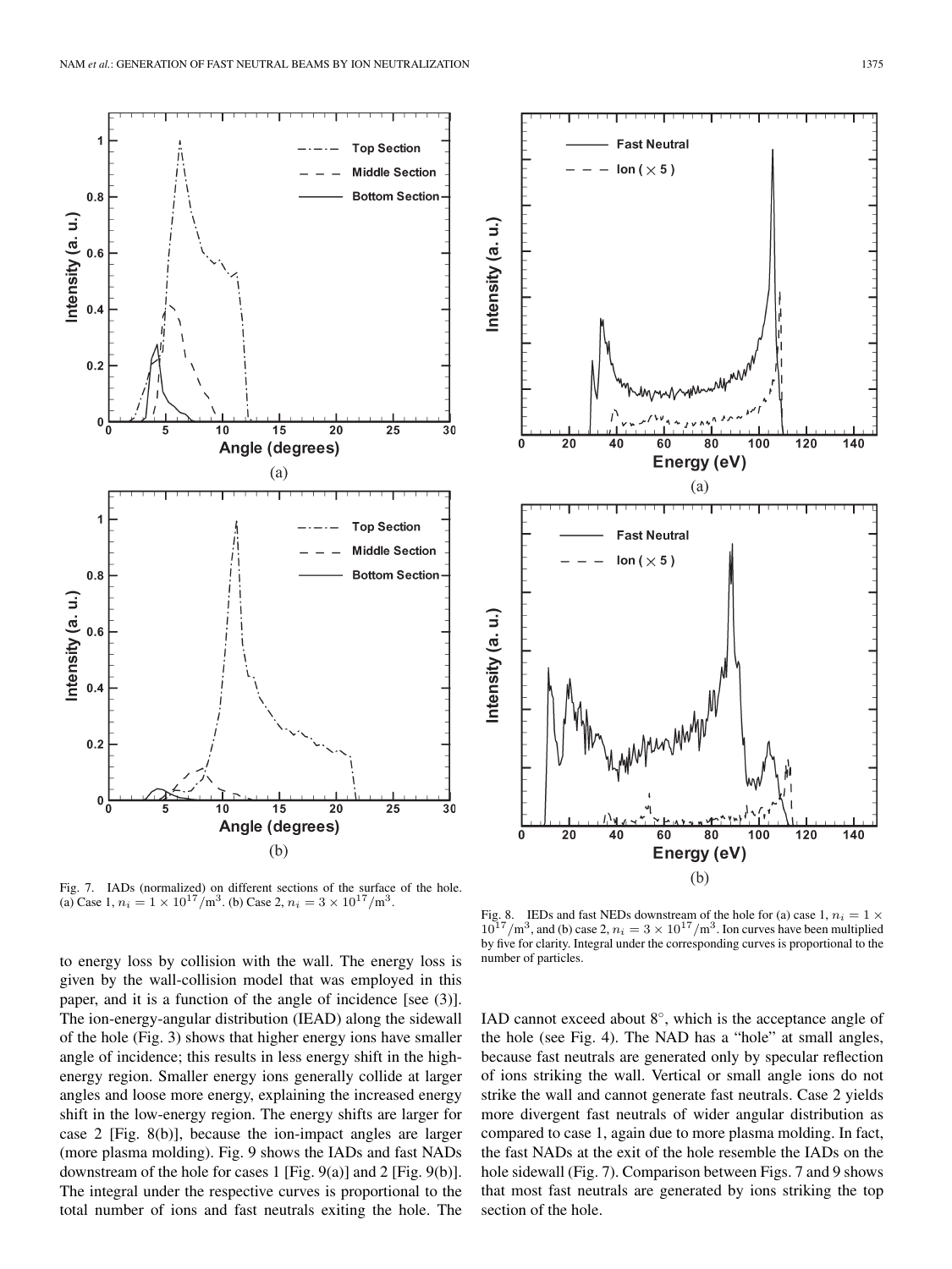Fig. 7. IADs (normalized) on different sections of the surface of the hole. (a) Case 1, $n_i = 1 \times 10^{17}/\text{m}^3$. (b) Case 2, $n_i = 3 \times 10^{17}/\text{m}^3$.

Fig. 8. IEDs and fast NEDs downstream of the hole for (a) case 1, $n_i = 1 \times 10^{17}/\text{m}^3$, and (b) case 2, $n_i = 3 \times 10^{17}/\text{m}^3$. Ion curves have been multiplied by five for clarity. Integral under the corresponding curves is proportional to the number of particles.

to energy loss by collision with the wall. The energy loss is given by the wall-collision model that was employed in this paper, and it is a function of the angle of incidence [see (3)]. The ion-energy-angular distribution (IEAD) along the sidewall of the hole (Fig. 3) shows that higher energy ions have smaller angle of incidence; this results in less energy shift in the high-energy region. Smaller energy ions generally collide at larger angles and loose more energy, explaining the increased energy shift in the low-energy region. The energy shifts are larger for case 2 [Fig. 8(b)], because the ion-impact angles are larger (more plasma molding). Fig. 9 shows the IADs and fast NADs downstream of the hole for cases 1 [Fig. 9(a)] and 2 [Fig. 9(b)]. The integral under the respective curves is proportional to the total number of ions and fast neutrals exiting the hole. The IAD cannot exceed about 8°, which is the acceptance angle of the hole (see Fig. 4). The NAD has a "hole" at small angles, because fast neutrals are generated only by specular reflection of ions striking the wall. Vertical or small angle ions do not strike the wall and cannot generate fast neutrals. Case 2 yields more divergent fast neutrals of wider angular distribution as compared to case 1, again due to more plasma molding. In fact, the fast NADs at the exit of the hole resemble the IADs on the hole sidewall (Fig. 7). Comparison between Figs. 7 and 9 shows that most fast neutrals are generated by ions striking the top section of the hole.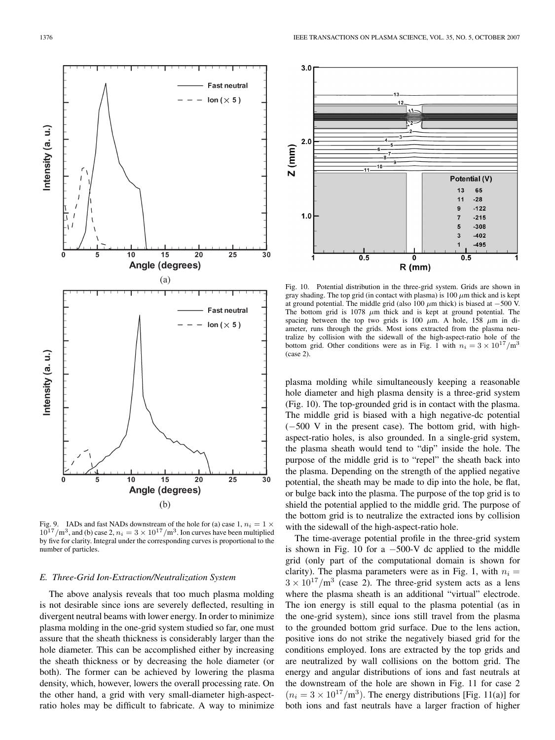Fig. 9. IADs and fast NADs downstream of the hole for (a) case 1, $n_i = 1 \times 10^{17}/\text{m}^3$, and (b) case 2, $n_i = 3 \times 10^{17}/\text{m}^3$. Ion curves have been multiplied by five for clarity. Integral under the corresponding curves is proportional to the number of particles.

Fig. 10. Potential distribution in the three-grid system. Grids are shown in gray shading. The top grid (in contact with plasma) is 100 $\mu$m thick and is kept at ground potential. The middle grid (also 100 $\mu$m thick) is biased at −500 V. The bottom grid is 1078 $\mu$m thick and is kept at ground potential. The spacing between the top two grids is 100 $\mu$m. A hole, 158 $\mu$m in diameter, runs through the grids. Most ions extracted from the plasma neutralize by collision with the sidewall of the high-aspect-ratio hole of the bottom grid. Other conditions were as in Fig. 1 with $n_i = 3 \times 10^{17}/\text{m}^3$ (case 2).

### E. Three-Grid Ion-Extraction/Neutralization System

The above analysis reveals that too much plasma molding is not desirable since ions are severely deflected, resulting in divergent neutral beams with lower energy. In order to minimize plasma molding in the one-grid system studied so far, one must assure that the sheath thickness is considerably larger than the hole diameter. This can be accomplished either by increasing the sheath thickness or by decreasing the hole diameter (or both). The former can be achieved by lowering the plasma density, which, however, lowers the overall processing rate. On the other hand, a grid with very small-diameter high-aspect-ratio holes may be difficult to fabricate. A way to minimize plasma molding while simultaneously keeping a reasonable hole diameter and high plasma density is a three-grid system (Fig. 10). The top-grounded grid is in contact with the plasma. The middle grid is biased with a high negative-dc potential (−500 V in the present case). The bottom grid, with high-aspect-ratio holes, is also grounded. In a single-grid system, the plasma sheath would tend to "dip" inside the hole. The purpose of the middle grid is to "repel" the sheath back into the plasma. Depending on the strength of the applied negative potential, the sheath may be made to dip into the hole, be flat, or bulge back into the plasma. The purpose of the top grid is to shield the potential applied to the middle grid. The purpose of the bottom grid is to neutralize the extracted ions by collision with the sidewall of the high-aspect-ratio hole.

The time-average potential profile in the three-grid system is shown in Fig. 10 for a −500-V dc applied to the middle grid (only part of the computational domain is shown for clarity). The plasma parameters were as in Fig. 1, with $n_i = 3 \times 10^{17}/\text{m}^3$ (case 2). The three-grid system acts as a lens where the plasma sheath is an additional "virtual" electrode. The ion energy is still equal to the plasma potential (as in the one-grid system), since ions still travel from the plasma to the grounded bottom grid surface. Due to the lens action, positive ions do not strike the negatively biased grid for the conditions employed. Ions are extracted by the top grids and are neutralized by wall collisions on the bottom grid. The energy and angular distributions of ions and fast neutrals at the downstream of the hole are shown in Fig. 11 for case 2 ($n_i = 3 \times 10^{17}/\text{m}^3$). The energy distributions [Fig. 11(a)] for both ions and fast neutrals have a larger fraction of higher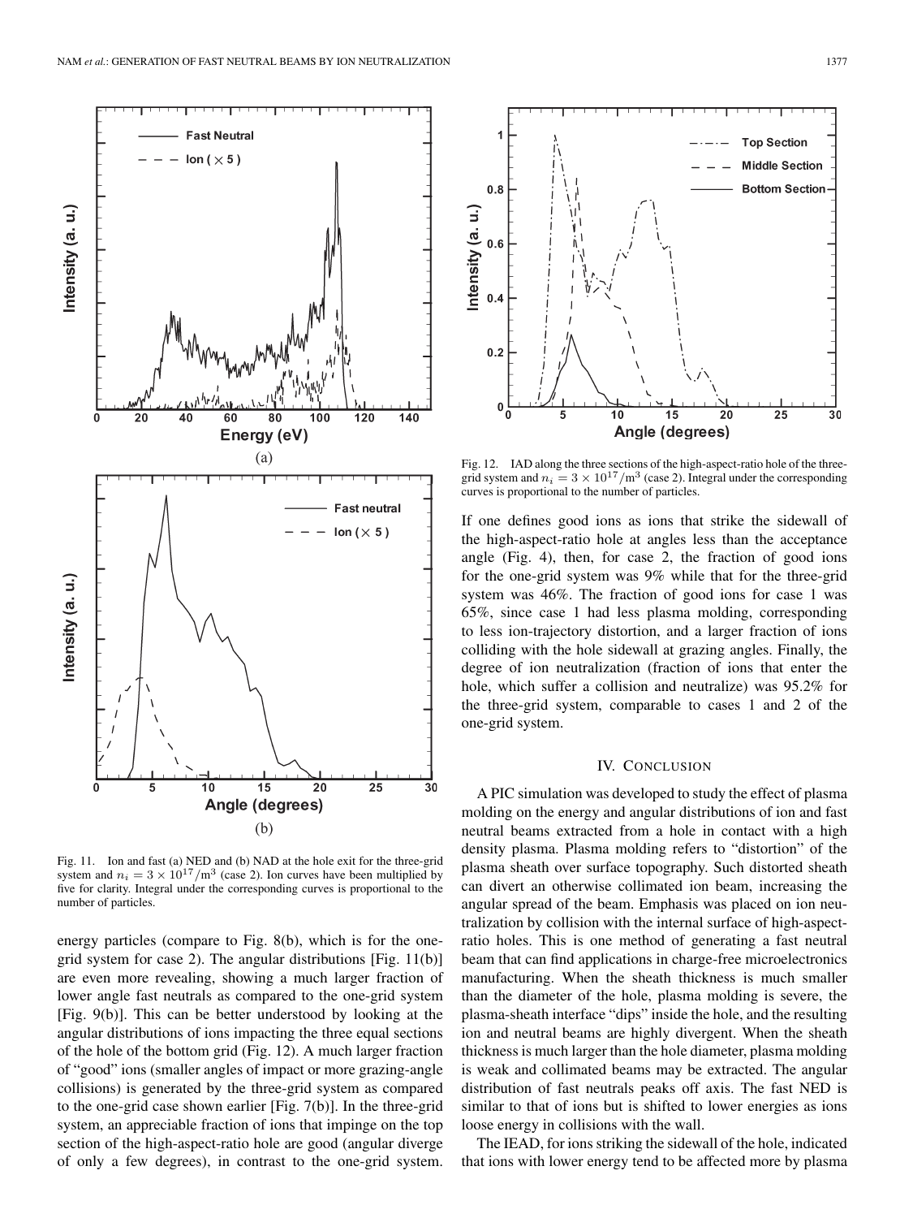Fig. 11. Ion and fast (a) NED and (b) NAD at the hole exit for the three-grid system and $n_i = 3 \times 10^{17}/\text{m}^3$ (case 2). Ion curves have been multiplied by five for clarity. Integral under the corresponding curves is proportional to the number of particles.

energy particles (compare to Fig. 8(b), which is for the one-grid system for case 2). The angular distributions [Fig. 11(b)] are even more revealing, showing a much larger fraction of lower angle fast neutrals as compared to the one-grid system [Fig. 9(b)]. This can be better understood by looking at the angular distributions of ions impacting the three equal sections of the hole of the bottom grid (Fig. 12). A much larger fraction of "good" ions (smaller angles of impact or more grazing-angle collisions) is generated by the three-grid system as compared to the one-grid case shown earlier [Fig. 7(b)]. In the three-grid system, an appreciable fraction of ions that impinge on the top section of the high-aspect-ratio hole are good (angular diverge of only a few degrees), in contrast to the one-grid system.

Fig. 12. IAD along the three sections of the high-aspect-ratio hole of the three-grid system and $n_i = 3 \times 10^{17}/\text{m}^3$ (case 2). Integral under the corresponding curves is proportional to the number of particles.

If one defines good ions as ions that strike the sidewall of the high-aspect-ratio hole at angles less than the acceptance angle (Fig. 4), then, for case 2, the fraction of good ions for the one-grid system was 9% while that for the three-grid system was 46%. The fraction of good ions for case 1 was 65%, since case 1 had less plasma molding, corresponding to less ion-trajectory distortion, and a larger fraction of ions colliding with the hole sidewall at grazing angles. Finally, the degree of ion neutralization (fraction of ions that enter the hole, which suffer a collision and neutralize) was 95.2% for the three-grid system, comparable to cases 1 and 2 of the one-grid system.

## IV. Conclusion

A PIC simulation was developed to study the effect of plasma molding on the energy and angular distributions of ion and fast neutral beams extracted from a hole in contact with a high density plasma. Plasma molding refers to "distortion" of the plasma sheath over surface topography. Such distorted sheath can divert an otherwise collimated ion beam, increasing the angular spread of the beam. Emphasis was placed on ion neutralization by collision with the internal surface of high-aspect-ratio holes. This is one method of generating a fast neutral beam that can find applications in charge-free microelectronics manufacturing. When the sheath thickness is much smaller than the diameter of the hole, plasma molding is severe, the plasma-sheath interface "dips" inside the hole, and the resulting ion and neutral beams are highly divergent. When the sheath thickness is much larger than the hole diameter, plasma molding is weak and collimated beams may be extracted. The angular distribution of fast neutrals peaks off axis. The fast NED is similar to that of ions but is shifted to lower energies as ions loose energy in collisions with the wall.

The IEAD, for ions striking the sidewall of the hole, indicated that ions with lower energy tend to be affected more by plasma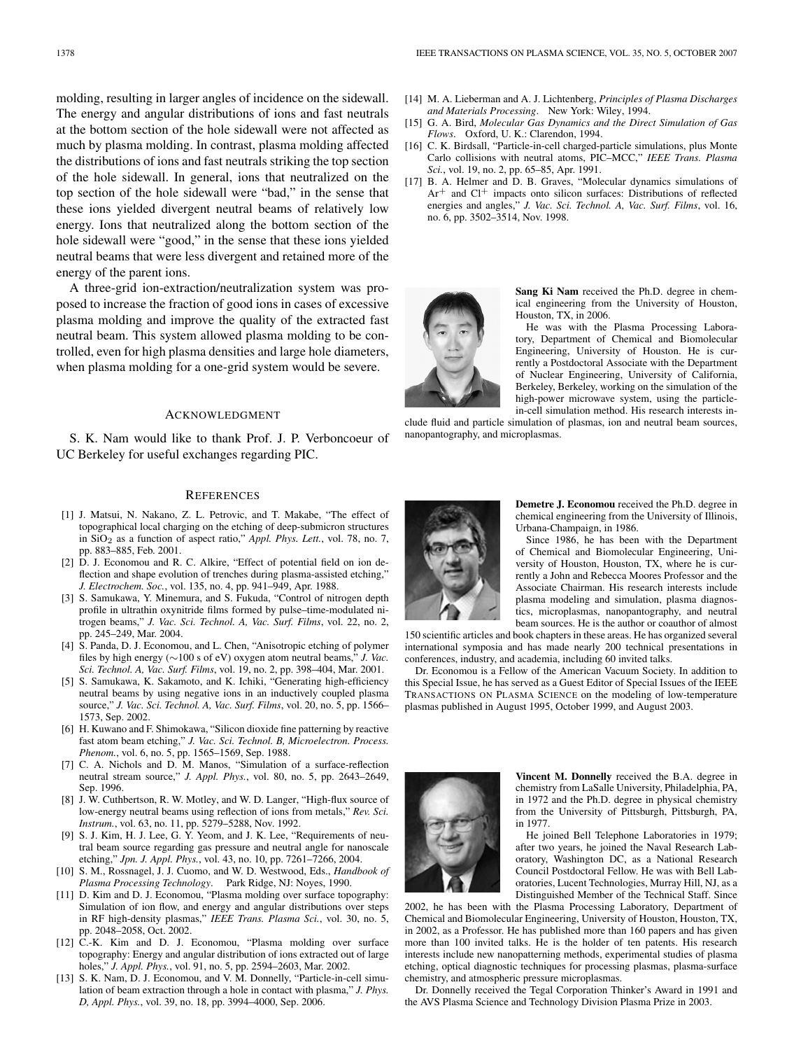molding, resulting in larger angles of incidence on the sidewall. The energy and angular distributions of ions and fast neutrals at the bottom section of the hole sidewall were not affected as much by plasma molding. In contrast, plasma molding affected the distributions of ions and fast neutrals striking the top section of the hole sidewall. In general, ions that neutralized on the top section of the hole sidewall were "bad," in the sense that these ions yielded divergent neutral beams of relatively low energy. Ions that neutralized along the bottom section of the hole sidewall were "good," in the sense that these ions yielded neutral beams that were less divergent and retained more of the energy of the parent ions.

A three-grid ion-extraction/neutralization system was proposed to increase the fraction of good ions in cases of excessive plasma molding and improve the quality of the extracted fast neutral beam. This system allowed plasma molding to be controlled, even for high plasma densities and large hole diameters, when plasma molding for a one-grid system would be severe.

## Acknowledgment

S. K. Nam would like to thank Prof. J. P. Verboncoeur of UC Berkeley for useful exchanges regarding PIC.

## References

[1] J. Matsui, N. Nakano, Z. L. Petrovic, and T. Makabe, "The effect of topographical local charging on the etching of deep-submicron structures in $SiO_2$ as a function of aspect ratio," *Appl. Phys. Lett.*, vol. 78, no. 7, pp. 883–885, Feb. 2001.

[2] D. J. Economou and R. C. Alkire, "Effect of potential field on ion deflection and shape evolution of trenches during plasma-assisted etching," *J. Electrochem. Soc.*, vol. 135, no. 4, pp. 941–949, Apr. 1988.

[3] S. Samukawa, Y. Minemura, and S. Fukuda, "Control of nitrogen depth profile in ultrathin oxynitride films formed by pulse–time-modulated nitrogen beams," *J. Vac. Sci. Technol. A, Vac. Surf. Films*, vol. 22, no. 2, pp. 245–249, Mar. 2004.

[4] S. Panda, D. J. Economou, and L. Chen, "Anisotropic etching of polymer files by high energy (∼100 s of eV) oxygen atom neutral beams," *J. Vac. Sci. Technol. A, Vac. Surf. Films*, vol. 19, no. 2, pp. 398–404, Mar. 2001.

[5] S. Samukawa, K. Sakamoto, and K. Ichiki, "Generating high-efficiency neutral beams by using negative ions in an inductively coupled plasma source," *J. Vac. Sci. Technol. A, Vac. Surf. Films*, vol. 20, no. 5, pp. 1566–1573, Sep. 2002.

[6] H. Kuwano and F. Shimokawa, "Silicon dioxide fine patterning by reactive fast atom beam etching," *J. Vac. Sci. Technol. B, Microelectron. Process. Phenom.*, vol. 6, no. 5, pp. 1565–1569, Sep. 1988.

[7] C. A. Nichols and D. M. Manos, "Simulation of a surface-reflection neutral stream source," *J. Appl. Phys.*, vol. 80, no. 5, pp. 2643–2649, Sep. 1996.

[8] J. W. Cuthbertson, R. W. Motley, and W. D. Langer, "High-flux source of low-energy neutral beams using reflection of ions from metals," *Rev. Sci. Instrum.*, vol. 63, no. 11, pp. 5279–5288, Nov. 1992.

[9] S. J. Kim, H. J. Lee, G. Y. Yeom, and J. K. Lee, "Requirements of neutral beam source regarding gas pressure and neutral angle for nanoscale etching," *Jpn. J. Appl. Phys.*, vol. 43, no. 10, pp. 7261–7266, 2004.

[10] S. M., Rossnagel, J. J. Cuomo, and W. D. Westwood, Eds., *Handbook of Plasma Processing Technology*. Park Ridge, NJ: Noyes, 1990.

[11] D. Kim and D. J. Economou, "Plasma molding over surface topography: Simulation of ion flow, and energy and angular distributions over steps in RF high-density plasmas," *IEEE Trans. Plasma Sci.*, vol. 30, no. 5, pp. 2048–2058, Oct. 2002.

[12] C.-K. Kim and D. J. Economou, "Plasma molding over surface topography: Energy and angular distribution of ions extracted out of large holes," *J. Appl. Phys.*, vol. 91, no. 5, pp. 2594–2603, Mar. 2002.

[13] S. K. Nam, D. J. Economou, and V. M. Donnelly, "Particle-in-cell simulation of beam extraction through a hole in contact with plasma," *J. Phys. D, Appl. Phys.*, vol. 39, no. 18, pp. 3994–4000, Sep. 2006.

[14] M. A. Lieberman and A. J. Lichtenberg, *Principles of Plasma Discharges and Materials Processing*. New York: Wiley, 1994.

[15] G. A. Bird, *Molecular Gas Dynamics and the Direct Simulation of Gas Flows*. Oxford, U. K.: Clarendon, 1994.

[16] C. K. Birdsall, "Particle-in-cell charged-particle simulations, plus Monte Carlo collisions with neutral atoms, PIC–MCC," *IEEE Trans. Plasma Sci.*, vol. 19, no. 2, pp. 65–85, Apr. 1991.

[17] B. A. Helmer and D. B. Graves, "Molecular dynamics simulations of $Ar^+$ and $Cl^+$ impacts onto silicon surfaces: Distributions of reflected energies and angles," *J. Vac. Sci. Technol. A, Vac. Surf. Films*, vol. 16, no. 6, pp. 3502–3514, Nov. 1998.

**Sang Ki Nam** received the Ph.D. degree in chemical engineering from the University of Houston, Houston, TX, in 2006.

He was with the Plasma Processing Laboratory, Department of Chemical and Biomolecular Engineering, University of Houston. He is currently a Postdoctoral Associate with the Department of Nuclear Engineering, University of California, Berkeley, Berkeley, working on the simulation of the high-power microwave system, using the particle-in-cell simulation method. His research interests include fluid and particle simulation of plasmas, ion and neutral beam sources, nanopantography, and microplasmas.

**Demetre J. Economou** received the Ph.D. degree in chemical engineering from the University of Illinois, Urbana-Champaign, in 1986.

Since 1986, he has been with the Department of Chemical and Biomolecular Engineering, University of Houston, Houston, TX, where he is currently a John and Rebecca Moores Professor and the Associate Chairman. His research interests include plasma modeling and simulation, plasma diagnostics, microplasmas, nanopantography, and neutral beam sources. He is the author or coauthor of almost 150 scientific articles and book chapters in these areas. He has organized several international symposia and has made nearly 200 technical presentations in conferences, industry, and academia, including 60 invited talks.

Dr. Economou is a Fellow of the American Vacuum Society. In addition to this Special Issue, he has served as a Guest Editor of Special Issues of the IEEE TRANSACTIONS ON PLASMA SCIENCE on the modeling of low-temperature plasmas published in August 1995, October 1999, and August 2003.

**Vincent M. Donnelly** received the B.A. degree in chemistry from LaSalle University, Philadelphia, PA, in 1972 and the Ph.D. degree in physical chemistry from the University of Pittsburgh, Pittsburgh, PA, in 1977.

He joined Bell Telephone Laboratories in 1979; after two years, he joined the Naval Research Laboratory, Washington DC, as a National Research Council Postdoctoral Fellow. He was with Bell Laboratories, Lucent Technologies, Murray Hill, NJ, as a Distinguished Member of the Technical Staff. Since 2002, he has been with the Plasma Processing Laboratory, Department of Chemical and Biomolecular Engineering, University of Houston, Houston, TX, in 2002, as a Professor. He has published more than 160 papers and has given more than 100 invited talks. He is the holder of ten patents. His research interests include new nanopatterning methods, experimental studies of plasma etching, optical diagnostic techniques for processing plasmas, plasma-surface chemistry, and atmospheric pressure microplasmas.

Dr. Donnelly received the Tegal Corporation Thinker's Award in 1991 and the AVS Plasma Science and Technology Division Plasma Prize in 2003.